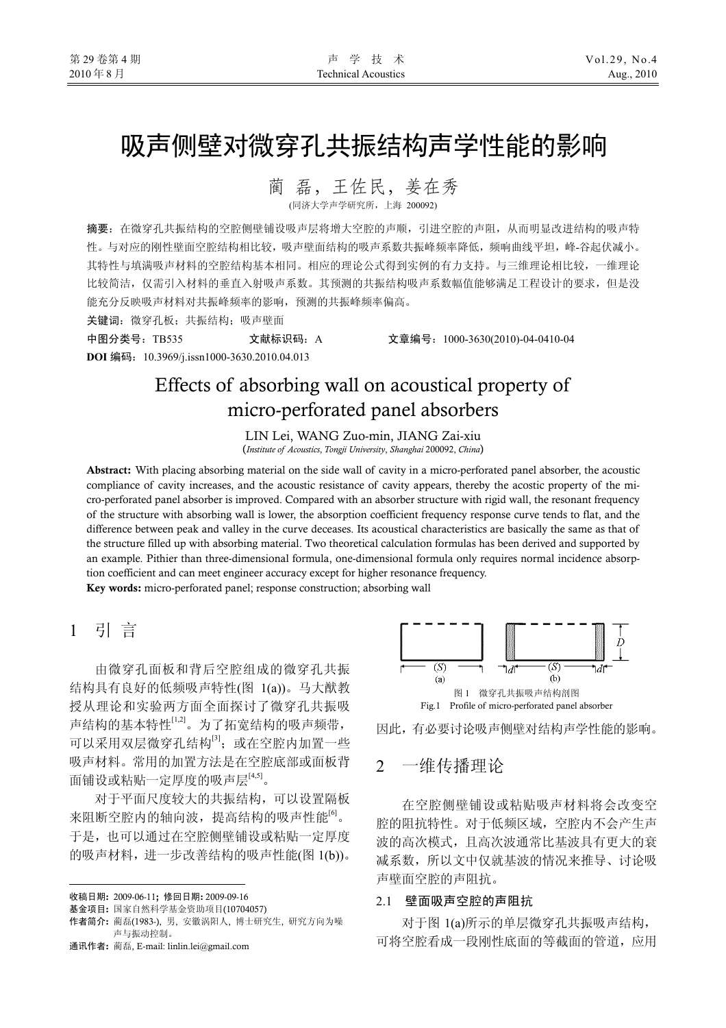# 吸声侧壁对微穿孔共振结构声学性能的影响

蔺 磊，王佐民，姜在秀

(同济大学声学研究所，上海 200092)

**摘要**：在微穿孔共振结构的空腔侧壁铺设吸声层将增大空腔的声顺，引进空腔的声阻，从而明显改进结构的吸声特性。与对应的刚性壁面空腔结构相比较，吸声壁面结构的吸声系数共振峰频率降低，频响曲线平坦，峰-谷起伏减小。其特性与填满吸声材料的空腔结构基本相同。相应的理论公式得到实例的有力支持。与三维理论相比较，一维理论比较简洁，仅需引入材料的垂直入射吸声系数。其预测的共振结构吸声系数幅值能够满足工程设计的要求，但是没能充分反映吸声材料对共振峰频率的影响，预测的共振峰频率偏高。

**关键词**：微穿孔板；共振结构；吸声壁面

**中图分类号**：TB535　　　**文献标识码**：A　　　**文章编号**：1000-3630(2010)-04-0410-04

**DOI 编码**：10.3969/j.issn1000-3630.2010.04.013

# Effects of absorbing wall on acoustical property of micro-perforated panel absorbers

LIN Lei, WANG Zuo-min, JIANG Zai-xiu

(*Institute of Acoustics*, *Tongji University*, *Shanghai* 200092, *China*)

**Abstract:** With placing absorbing material on the side wall of cavity in a micro-perforated panel absorber, the acoustic compliance of cavity increases, and the acoustic resistance of cavity appears, thereby the acostic property of the micro-perforated panel absorber is improved. Compared with an absorber structure with rigid wall, the resonant frequency of the structure with absorbing wall is lower, the absorption coefficient frequency response curve tends to flat, and the difference between peak and valley in the curve deceases. Its acoustical characteristics are basically the same as that of the structure filled up with absorbing material. Two theoretical calculation formulas has been derived and supported by an example. Pithier than three-dimensional formula, one-dimensional formula only requires normal incidence absorption coefficient and can meet engineer accuracy except for higher resonance frequency.

**Key words:** micro-perforated panel; response construction; absorbing wall

## 1 引 言

由微穿孔面板和背后空腔组成的微穿孔共振结构具有良好的低频吸声特性(图 1(a))。马大猷教授从理论和实验两方面全面探讨了微穿孔共振吸声结构的基本特性[1,2]。为了拓宽结构的吸声频带，可以采用双层微穿孔结构[3]；或在空腔内加置一些吸声材料。常用的加置方法是在空腔底部或面板背面铺设或粘贴一定厚度的吸声层[4,5]。

对于平面尺度较大的共振结构，可以设置隔板来阻断空腔内的轴向波，提高结构的吸声性能[6]。于是，也可以通过在空腔侧壁铺设或粘贴一定厚度的吸声材料，进一步改善结构的吸声性能(图 1(b))。

(S)
(a)
d　(S)　d
(b)
D

图 1　微穿孔共振吸声结构剖图

Fig.1　Profile of micro-perforated panel absorber

因此，有必要讨论吸声侧壁对结构声学性能的影响。

## 2 一维传播理论

在空腔侧壁铺设或粘贴吸声材料将会改变空腔的阻抗特性。对于低频区域，空腔内不会产生声波的高次模式，且高次波通常比基波具有更大的衰减系数，所以文中仅就基波的情况来推导、讨论吸声壁面空腔的声阻抗。

### 2.1 壁面吸声空腔的声阻抗

对于图 1(a)所示的单层微穿孔共振吸声结构，可将空腔看成一段刚性底面的等截面的管道，应用

---

收稿日期：2009-06-11；修回日期：2009-09-16

基金项目：国家自然科学基金资助项目(10704057)

作者简介：蔺磊(1983-), 男, 安徽涡阳人, 博士研究生, 研究方向为噪声与振动控制。

通讯作者：蔺磊, E-mail: linlin.lei@gmail.com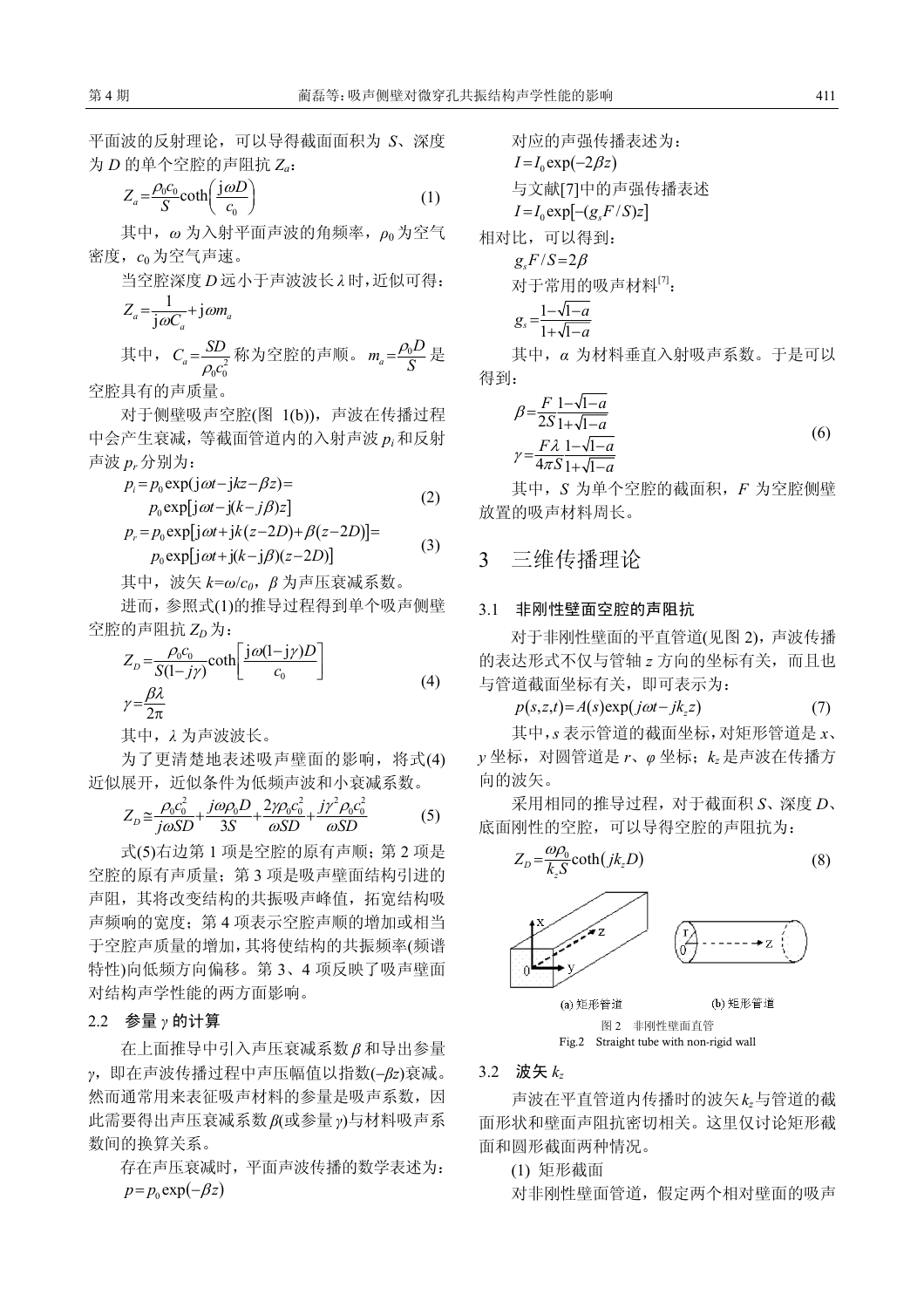平面波的反射理论，可以导得截面面积为 $S$、深度为 $D$ 的单个空腔的声阻抗 $Z_a$：

$$Z_a = \frac{\rho_0 c_0}{S}\coth\left(\frac{\mathrm{j}\omega D}{c_0}\right) \tag{1}$$

其中，$\omega$ 为入射平面声波的角频率，$\rho_0$ 为空气密度，$c_0$ 为空气声速。

当空腔深度 $D$ 远小于声波波长 $\lambda$ 时，近似可得：

$$Z_a = \frac{1}{\mathrm{j}\omega C_a} + \mathrm{j}\omega m_a$$

其中，$C_a = \dfrac{SD}{\rho_0 c_0^2}$ 称为空腔的声顺。$m_a = \dfrac{\rho_0 D}{S}$ 是空腔具有的声质量。

对于侧壁吸声空腔(图 1(b))，声波在传播过程中会产生衰减，等截面管道内的入射声波 $p_i$ 和反射声波 $p_r$ 分别为：

$$\begin{aligned} p_i &= p_0\exp(\mathrm{j}\omega t - \mathrm{j}kz - \beta z) = \\ &\quad p_0\exp[\mathrm{j}\omega t - \mathrm{j}(k - \mathrm{j}\beta)z] \end{aligned} \tag{2}$$

$$\begin{aligned} p_r &= p_0\exp[\mathrm{j}\omega t + \mathrm{j}k(z - 2D) + \beta(z - 2D)] = \\ &\quad p_0\exp[\mathrm{j}\omega t + \mathrm{j}(k - \mathrm{j}\beta)(z - 2D)] \end{aligned} \tag{3}$$

其中，波矢 $k=\omega/c_0$，$\beta$ 为声压衰减系数。

进而，参照式(1)的推导过程得到单个吸声侧壁空腔的声阻抗 $Z_D$ 为：

$$\begin{aligned} Z_D &= \frac{\rho_0 c_0}{S(1 - j\gamma)}\coth\left[\frac{\mathrm{j}\omega(1 - \mathrm{j}\gamma)D}{c_0}\right] \\ \gamma &= \frac{\beta\lambda}{2\pi} \end{aligned} \tag{4}$$

其中，$\lambda$ 为声波波长。

为了更清楚地表述吸声壁面的影响，将式(4)近似展开，近似条件为低频声波和小衰减系数。

$$Z_D \cong \frac{\rho_0 c_0^2}{j\omega SD} + \frac{j\omega\rho_0 D}{3S} + \frac{2\gamma\rho_0 c_0^2}{\omega SD} + \frac{j\gamma^2\rho_0 c_0^2}{\omega SD} \tag{5}$$

式(5)右边第 1 项是空腔的原有声顺；第 2 项是空腔的原有声质量；第 3 项是吸声壁面结构引进的声阻，其将改变结构的共振吸声峰值，拓宽结构吸声频响的宽度；第 4 项表示空腔声顺的增加或相当于空腔声质量的增加，其将使结构的共振频率(频谱特性)向低频方向偏移。第 3、4 项反映了吸声壁面对结构声学性能的两方面影响。

### 2.2 参量 $\gamma$ 的计算

在上面推导中引入声压衰减系数 $\beta$ 和导出参量 $\gamma$，即在声波传播过程中声压幅值以指数$(-\beta z)$衰减。然而通常用来表征吸声材料的参量是吸声系数，因此需要得出声压衰减系数 $\beta$(或参量 $\gamma$)与材料吸声系数间的换算关系。

存在声压衰减时，平面声波传播的数学表述为：

$$p = p_0\exp(-\beta z)$$

对应的声强传播表述为：

$$I = I_0\exp(-2\beta z)$$

与文献[7]中的声强传播表述

$$I = I_0\exp[-(g_s F/S)z]$$

相对比，可以得到：

$$g_s F/S = 2\beta$$

对于常用的吸声材料[7]：

$$g_s = \frac{1 - \sqrt{1-a}}{1 + \sqrt{1-a}}$$

其中，$\alpha$ 为材料垂直入射吸声系数。于是可以得到：

$$\begin{aligned} \beta &= \frac{F}{2S}\frac{1 - \sqrt{1-a}}{1 + \sqrt{1-a}} \\ \gamma &= \frac{F\lambda}{4\pi S}\frac{1 - \sqrt{1-a}}{1 + \sqrt{1-a}} \end{aligned} \tag{6}$$

其中，$S$ 为单个空腔的截面积，$F$ 为空腔侧壁放置的吸声材料周长。

## 3 三维传播理论

### 3.1 非刚性壁面空腔的声阻抗

对于非刚性壁面的平直管道(见图 2)，声波传播的表达形式不仅与管轴 $z$ 方向的坐标有关，而且也与管道截面坐标有关，即可表示为：

$$p(s,z,t) = A(s)\exp(j\omega t - jk_z z) \tag{7}$$

其中，$s$ 表示管道的截面坐标，对矩形管道是 $x$、$y$ 坐标，对圆管道是 $r$、$\varphi$ 坐标；$k_z$ 是声波在传播方向的波矢。

采用相同的推导过程，对于截面积 $S$、深度 $D$、底面刚性的空腔，可以导得空腔的声阻抗为：

$$Z_D = \frac{\omega\rho_0}{k_z S}\coth(jk_z D) \tag{8}$$

(a) 矩形管道

(b) 矩形管道

图 2 非刚性壁面直管

Fig.2 Straight tube with non-rigid wall

### 3.2 波矢 $k_z$

声波在平直管道内传播时的波矢 $k_z$ 与管道的截面形状和壁面声阻抗密切相关。这里仅讨论矩形截面和圆形截面两种情况。

(1) 矩形截面

对非刚性壁面管道，假定两个相对壁面的吸声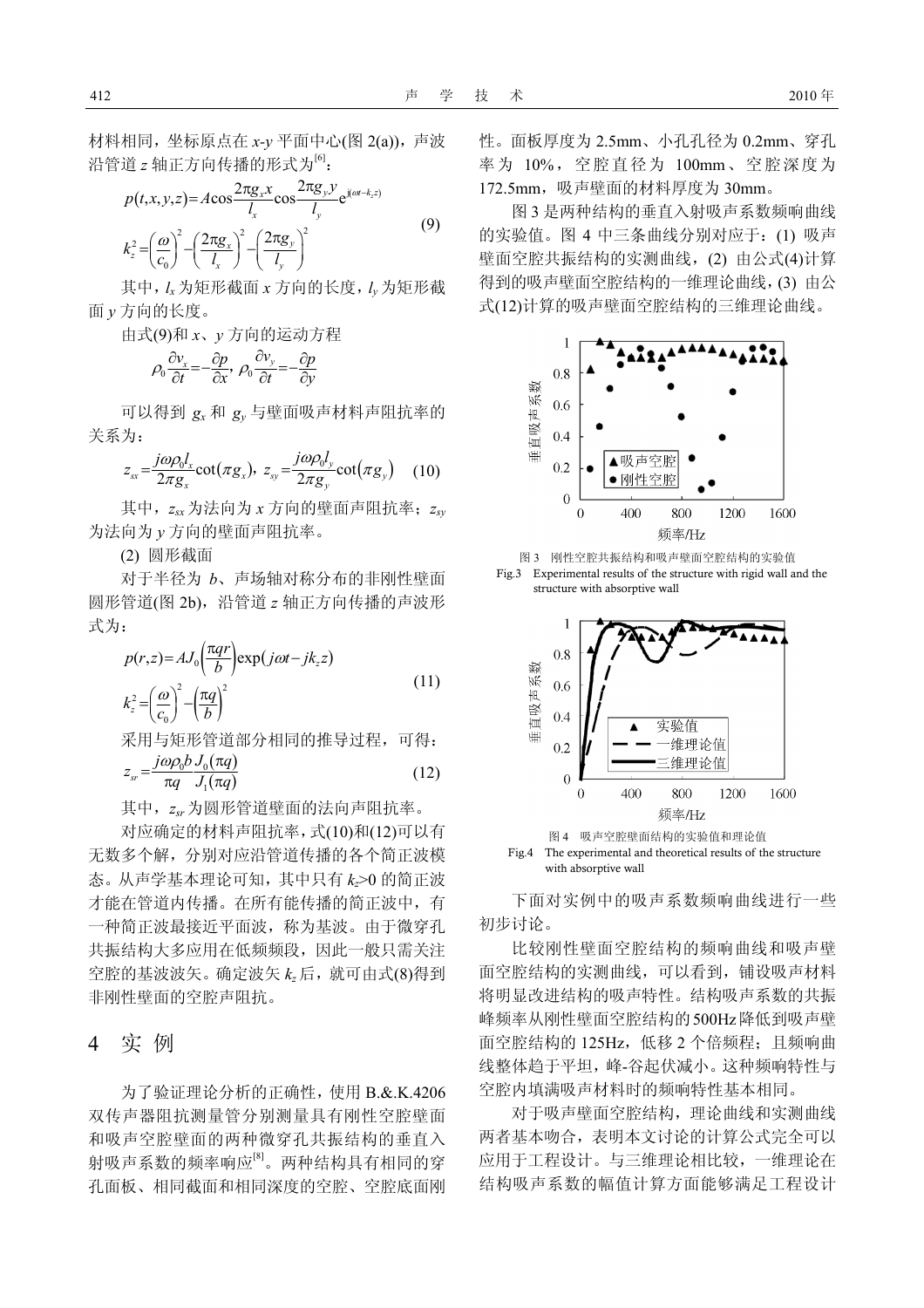材料相同，坐标原点在 $x$-$y$ 平面中心(图 2(a))，声波沿管道 $z$ 轴正方向传播的形式为[6]：

$$
\begin{aligned}
p(t,x,y,z) &= A\cos\frac{2\pi g_x x}{l_x}\cos\frac{2\pi g_y y}{l_y}\mathrm{e}^{\mathrm{j}(\omega t-k_z z)} \\
k_z^2 &= \left(\frac{\omega}{c_0}\right)^2-\left(\frac{2\pi g_x}{l_x}\right)^2-\left(\frac{2\pi g_y}{l_y}\right)^2
\end{aligned}
\tag{9}
$$

其中，$l_x$ 为矩形截面 $x$ 方向的长度，$l_y$ 为矩形截面 $y$ 方向的长度。

由式(9)和 $x$、$y$ 方向的运动方程

$$
\rho_0\frac{\partial v_x}{\partial t}=-\frac{\partial p}{\partial x},\ \rho_0\frac{\partial v_y}{\partial t}=-\frac{\partial p}{\partial y}
$$

可以得到 $g_x$ 和 $g_y$ 与壁面吸声材料声阻抗率的关系为：

$$
z_{sx}=\frac{j\omega\rho_0 l_x}{2\pi g_x}\cot(\pi g_x),\ z_{sy}=\frac{j\omega\rho_0 l_y}{2\pi g_y}\cot(\pi g_y) \tag{10}
$$

其中，$z_{sx}$ 为法向为 $x$ 方向的壁面声阻抗率；$z_{sy}$ 为法向为 $y$ 方向的壁面声阻抗率。

(2) 圆形截面

对于半径为 $b$、声场轴对称分布的非刚性壁面圆形管道(图 2b)，沿管道 $z$ 轴正方向传播的声波形式为：

$$
\begin{aligned}
p(r,z) &= AJ_0\left(\frac{\pi qr}{b}\right)\exp\left(j\omega t-jk_z z\right) \\
k_z^2 &= \left(\frac{\omega}{c_0}\right)^2-\left(\frac{\pi q}{b}\right)^2
\end{aligned}
\tag{11}
$$

采用与矩形管道部分相同的推导过程，可得：

$$
z_{sr}=\frac{j\omega\rho_0 b}{\pi q}\frac{J_0(\pi q)}{J_1(\pi q)} \tag{12}
$$

其中，$z_{sr}$ 为圆形管道壁面的法向声阻抗率。

对应确定的材料声阻抗率，式(10)和(12)可以有无数多个解，分别对应沿管道传播的各个简正波模态。从声学基本理论可知，其中只有 $k_z>0$ 的简正波才能在管道内传播。在所有能传播的简正波中，有一种简正波最接近平面波，称为基波。由于微穿孔共振结构大多应用在低频频段，因此一般只需关注空腔的基波波矢。确定波矢 $k_z$ 后，就可由式(8)得到非刚性壁面的空腔声阻抗。

## 4 实 例

为了验证理论分析的正确性，使用 B.&.K.4206 双传声器阻抗测量管分别测量具有刚性空腔壁面和吸声空腔壁面的两种微穿孔共振结构的垂直入射吸声系数的频率响应[8]。两种结构具有相同的穿孔面板、相同截面和相同深度的空腔、空腔底面刚性。面板厚度为 2.5mm、小孔孔径为 0.2mm、穿孔率为 10%，空腔直径为 100mm、空腔深度为 172.5mm，吸声壁面的材料厚度为 30mm。

图 3 是两种结构的垂直入射吸声系数频响曲线的实验值。图 4 中三条曲线分别对应于：(1) 吸声壁面空腔共振结构的实测曲线，(2) 由公式(4)计算得到的吸声壁面空腔结构的一维理论曲线，(3) 由公式(12)计算的吸声壁面空腔结构的三维理论曲线。

图 3 刚性空腔共振结构和吸声壁面空腔结构的实验值

Fig.3 Experimental results of the structure with rigid wall and the structure with absorptive wall

图 4 吸声空腔壁面结构的实验值和理论值

Fig.4 The experimental and theoretical results of the structure with absorptive wall

下面对实例中的吸声系数频响曲线进行一些初步讨论。

比较刚性壁面空腔结构的频响曲线和吸声壁面空腔结构的实测曲线，可以看到，铺设吸声材料将明显改进结构的吸声特性。结构吸声系数的共振峰频率从刚性壁面空腔结构的500Hz降低到吸声壁面空腔结构的 125Hz，低移 2 个倍频程；且频响曲线整体趋于平坦，峰-谷起伏减小。这种频响特性与空腔内填满吸声材料时的频响特性基本相同。

对于吸声壁面空腔结构，理论曲线和实测曲线两者基本吻合，表明本文讨论的计算公式完全可以应用于工程设计。与三维理论相比较，一维理论在结构吸声系数的幅值计算方面能够满足工程设计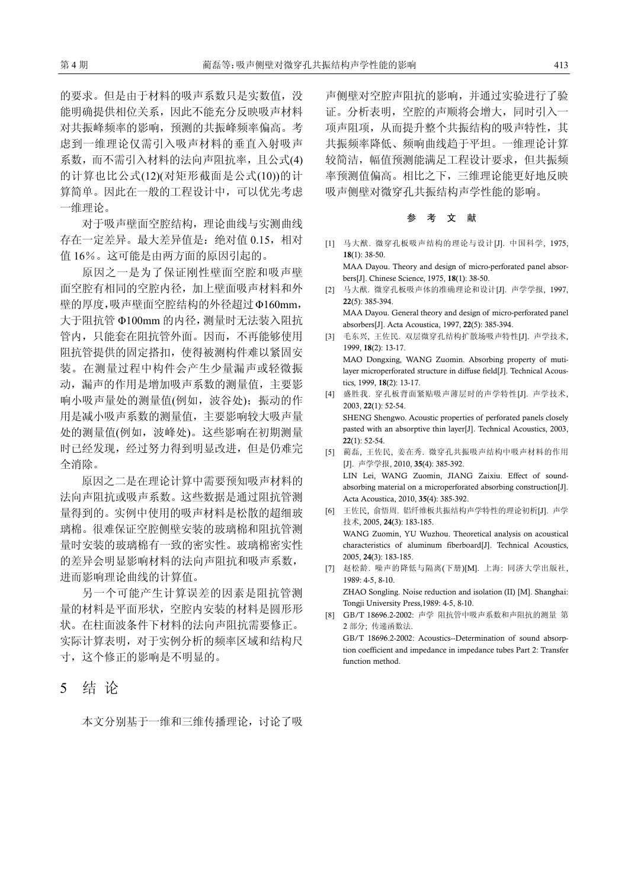的要求。但是由于材料的吸声系数只是实数值，没能明确提供相位关系，因此不能充分反映吸声材料对共振峰频率的影响，预测的共振峰频率偏高。考虑到一维理论仅需引入吸声材料的垂直入射吸声系数，而不需引入材料的法向声阻抗率，且公式(4)的计算也比公式(12)(对矩形截面是公式(10))的计算简单。因此在一般的工程设计中，可以优先考虑一维理论。

对于吸声壁面空腔结构，理论曲线与实测曲线存在一定差异。最大差异值是：绝对值 0.15，相对值 16%。这可能是由两方面的原因引起的。

原因之一是为了保证刚性壁面空腔和吸声壁面空腔有相同的空腔内径，加上壁面吸声材料和外壁的厚度，吸声壁面空腔结构的外径超过 Φ160mm，大于阻抗管 Φ100mm 的内径，测量时无法装入阻抗管内，只能套在阻抗管外面。因而，不再能够使用阻抗管提供的固定搭扣，使得被测构件难以紧固安装。在测量过程中构件会产生少量漏声或轻微振动，漏声的作用是增加吸声系数的测量值，主要影响小吸声量处的测量值(例如，波谷处)；振动的作用是减小吸声系数的测量值，主要影响较大吸声量处的测量值(例如，波峰处)。这些影响在初期测量时已经发现，经过努力得到明显改进，但是仍难完全消除。

原因之二是在理论计算中需要预知吸声材料的法向声阻抗或吸声系数。这些数据是通过阻抗管测量得到的。实例中使用的吸声材料是松散的超细玻璃棉。很难保证空腔侧壁安装的玻璃棉和阻抗管测量时安装的玻璃棉有一致的密实性。玻璃棉密实性的差异会明显影响材料的法向声阻抗和吸声系数，进而影响理论曲线的计算值。

另一个可能产生计算误差的因素是阻抗管测量的材料是平面形状，空腔内安装的材料是圆形形状。在柱面波条件下材料的法向声阻抗需要修正。实际计算表明，对于实例分析的频率区域和结构尺寸，这个修正的影响是不明显的。

## 5 结 论

本文分别基于一维和三维传播理论，讨论了吸声侧壁对空腔声阻抗的影响，并通过实验进行了验证。分析表明，空腔的声顺将会增大，同时引入一项声阻项，从而提升整个共振结构的吸声特性，其共振频率降低、频响曲线趋于平坦。一维理论计算较简洁，幅值预测能满足工程设计要求，但其共振频率预测值偏高。相比之下，三维理论能更好地反映吸声侧壁对微穿孔共振结构声学性能的影响。

## 参 考 文 献

[1] 马大猷. 微穿孔板吸声结构的理论与设计[J]. 中国科学, 1975, **18**(1): 38-50.
MAA Dayou. Theory and design of micro-perforated panel absorbers[J]. Chinese Science, 1975, **18**(1): 38-50.

[2] 马大猷. 微穿孔板吸声体的准确理论和设计[J]. 声学学报, 1997, **22**(5): 385-394.
MAA Dayou. General theory and design of micro-perforated panel absorbers[J]. Acta Acoustica, 1997, **22**(5): 385-394.

[3] 毛东兴, 王佐民. 双层微穿孔结构扩散场吸声特性[J]. 声学技术, 1999, **18**(2): 13-17.
MAO Dongxing, WANG Zuomin. Absorbing property of muti-layer microperforated structure in diffuse field[J]. Technical Acoustics, 1999, **18**(2): 13-17.

[4] 盛胜我. 穿孔板背面紧贴吸声薄层时的声学特性[J]. 声学技术, 2003, **22**(1): 52-54.
SHENG Shengwo. Acoustic properties of perforated panels closely pasted with an absorptive thin layer[J]. Technical Acoustics, 2003, **22**(1): 52-54.

[5] 蔺磊, 王佐民, 姜在秀. 微穿孔共振吸声结构中吸声材料的作用[J]. 声学学报, 2010, **35**(4): 385-392.
LIN Lei, WANG Zuomin, JIANG Zaixiu. Effect of sound-absorbing material on a microperforated absorbing construction[J]. Acta Acoustica, 2010, **35**(4): 385-392.

[6] 王佐民, 俞悟周. 铝纤维板共振结构声学特性的理论初析[J]. 声学技术, 2005, **24**(3): 183-185.
WANG Zuomin, YU Wuzhou. Theoretical analysis on acoustical characteristics of aluminum fiberboard[J]. Technical Acoustics, 2005, **24**(3): 183-185.

[7] 赵松龄. 噪声的降低与隔离(下册)[M]. 上海：同济大学出版社, 1989: 4-5, 8-10.
ZHAO Songling. Noise reduction and isolation (II) [M]. Shanghai: Tongji University Press,1989: 4-5, 8-10.

[8] GB/T 18696.2-2002: 声学 阻抗管中吸声系数和声阻抗的测量 第2部分; 传递函数法.
GB/T 18696.2-2002: Acoustics--Determination of sound absorption coefficient and impedance in impedance tubes Part 2: Transfer function method.